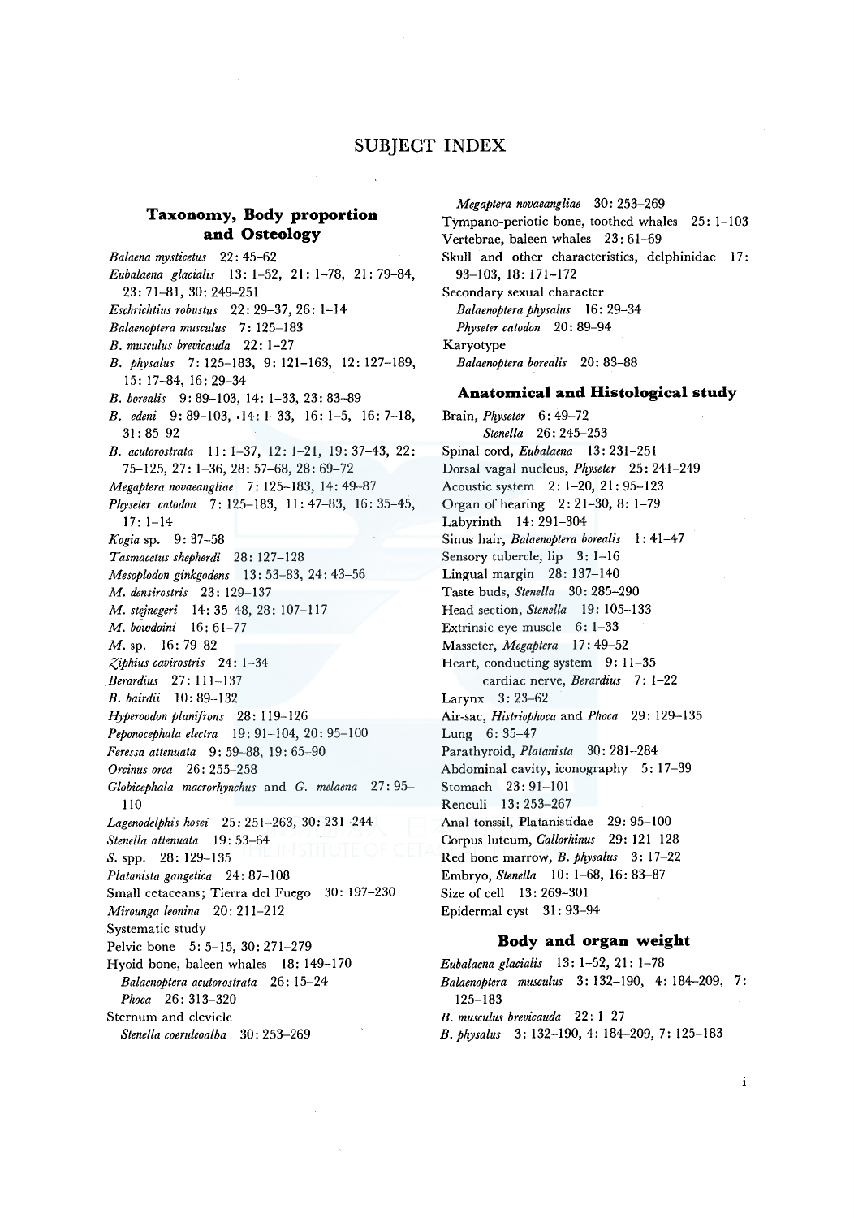# SUBJECT INDEX

## Taxonomy, Body proportion and Osteology

*Balaena mysticetus* 22: 45–62
*Eubalaena glacialis* 13: 1–52, 21: 1–78, 21: 79–84, 23: 71–81, 30: 249–251
*Eschrichtius robustus* 22: 29–37, 26: 1–14
*Balaenoptera musculus* 7: 125–183
*B. musculus brevicauda* 22: 1–27
*B. physalus* 7: 125–183, 9: 121–163, 12: 127–189, 15: 17–84, 16: 29–34
*B. borealis* 9: 89–103, 14: 1–33, 23: 83–89
*B. edeni* 9: 89–103, 14: 1–33, 16: 1–5, 16: 7–18, 31: 85–92
*B. acutorostrata* 11: 1–37, 12: 1–21, 19: 37–43, 22: 75–125, 27: 1–36, 28: 57–68, 28: 69–72
*Megaptera novaeangliae* 7: 125–183, 14: 49–87
*Physeter catodon* 7: 125–183, 11: 47–83, 16: 35–45, 17: 1–14
*Kogia* sp. 9: 37–58
*Tasmacetus shepherdi* 28: 127–128
*Mesoplodon ginkgodens* 13: 53–83, 24: 43–56
*M. densirostris* 23: 129–137
*M. stejnegeri* 14: 35–48, 28: 107–117
*M. bowdoini* 16: 61–77
*M.* sp. 16: 79–82
*Ziphius cavirostris* 24: 1–34
*Berardius* 27: 111–137
*B. bairdii* 10: 89–132
*Hyperoodon planifrons* 28: 119–126
*Peponocephala electra* 19: 91–104, 20: 95–100
*Feressa attenuata* 9: 59–88, 19: 65–90
*Orcinus orca* 26: 255–258
*Globicephala macrorhynchus* and *G. melaena* 27: 95–110
*Lagenodelphis hosei* 25: 251–263, 30: 231–244
*Stenella attenuata* 19: 53–64
*S.* spp. 28: 129–135
*Platanista gangetica* 24: 87–108
Small cetaceans; Tierra del Fuego 30: 197–230
*Mirounga leonina* 20: 211–212
Systematic study
Pelvic bone 5: 5–15, 30: 271–279
Hyoid bone, baleen whales 18: 149–170
  *Balaenoptera acutorostrata* 26: 15–24
  *Phoca* 26: 313–320
Sternum and clevicle
  *Stenella coeruleoalba* 30: 253–269
  *Megaptera novaeangliae* 30: 253–269
Tympano-periotic bone, toothed whales 25: 1–103
Vertebrae, baleen whales 23: 61–69
Skull and other characteristics, delphinidae 17: 93–103, 18: 171–172
Secondary sexual character
  *Balaenoptera physalus* 16: 29–34
  *Physeter catodon* 20: 89–94
Karyotype
  *Balaenoptera borealis* 20: 83–88

## Anatomical and Histological study

Brain, *Physeter* 6: 49–72
  *Stenella* 26: 245–253
Spinal cord, *Eubalaena* 13: 231–251
Dorsal vagal nucleus, *Physeter* 25: 241–249
Acoustic system 2: 1–20, 21: 95–123
Organ of hearing 2: 21–30, 8: 1–79
Labyrinth 14: 291–304
Sinus hair, *Balaenoptera borealis* 1: 41–47
Sensory tubercle, lip 3: 1–16
Lingual margin 28: 137–140
Taste buds, *Stenella* 30: 285–290
Head section, *Stenella* 19: 105–133
Extrinsic eye muscle 6: 1–33
Masseter, *Megaptera* 17: 49–52
Heart, conducting system 9: 11–35
  cardiac nerve, *Berardius* 7: 1–22
Larynx 3: 23–62
Air-sac, *Histriophoca* and *Phoca* 29: 129–135
Lung 6: 35–47
Parathyroid, *Platanista* 30: 281–284
Abdominal cavity, iconography 5: 17–39
Stomach 23: 91–101
Renculi 13: 253–267
Anal tonssil, Platanistidae 29: 95–100
Corpus luteum, *Callorhinus* 29: 121–128
Red bone marrow, *B. physalus* 3: 17–22
Embryo, *Stenella* 10: 1–68, 16: 83–87
Size of cell 13: 269–301
Epidermal cyst 31: 93–94

## Body and organ weight

*Eubalaena glacialis* 13: 1–52, 21: 1–78
*Balaenoptera musculus* 3: 132–190, 4: 184–209, 7: 125–183
*B. musculus brevicauda* 22: 1–27
*B. physalus* 3: 132–190, 4: 184–209, 7: 125–183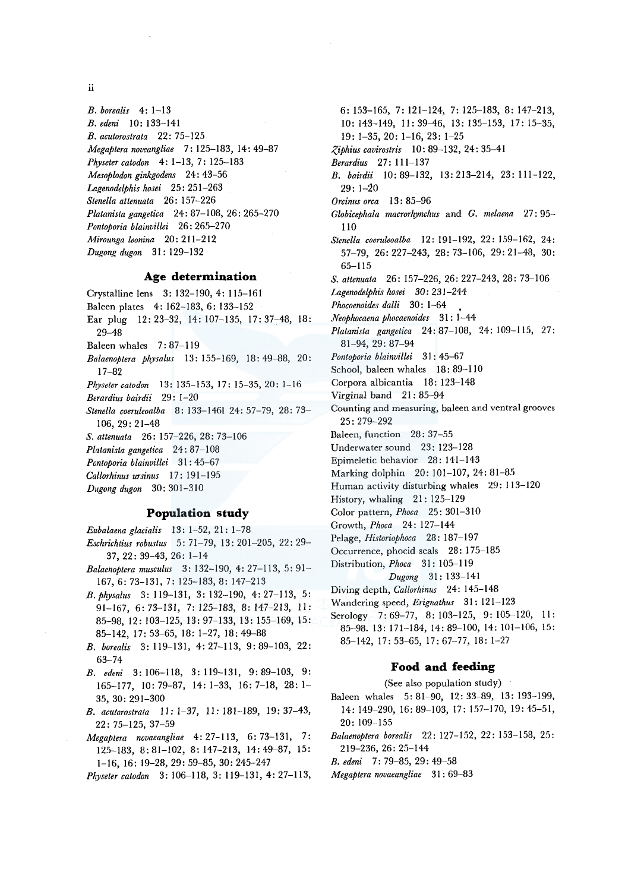*B. borealis* 4: 1–13
*B. edeni* 10: 133–141
*B. acutorostrata* 22: 75–125
*Megaptera noveangliae* 7: 125–183, 14: 49–87
*Physeter catodon* 4: 1–13, 7: 125–183
*Mesoplodon ginkgodens* 24: 43–56
*Lagenodelphis hosei* 25: 251–263
*Stenella attenuata* 26: 157–226
*Platanista gangetica* 24: 87–108, 26: 265–270
*Pontoporia blainvillei* 26: 265–270
*Mirounga leonina* 20: 211–212
*Dugong dugon* 31: 129–132

## Age determination

Crystalline lens 3: 132–190, 4: 115–161
Baleen plates 4: 162–183, 6: 133–152
Ear plug 12: 23–32, 14: 107–135, 17: 37–48, 18: 29–48
Baleen whales 7: 87–119
*Balaenoptera physalus* 13: 155–169, 18: 49–88, 20: 17–82
*Physeter catodon* 13: 135–153, 17: 15–35, 20: 1–16
*Berardius bairdii* 29: 1–20
*Stenella coeruleoalba* 8: 133–1461 24: 57–79, 28: 73–106, 29: 21–48
*S. attenuata* 26: 157–226, 28: 73–106
*Platanista gangetica* 24: 87–108
*Pontoporia blainvillei* 31: 45–67
*Callorhinus ursinus* 17: 191–195
*Dugong dugon* 30: 301–310

## Population study

*Eubalaena glacialis* 13: 1–52, 21: 1–78
*Eschrichtius robustus* 5: 71–79, 13: 201–205, 22: 29–37, 22: 39–43, 26: 1–14
*Balaenoptera musculus* 3: 132–190, 4: 27–113, 5: 91–167, 6: 73–131, 7: 125–183, 8: 147–213
*B. physalus* 3: 119–131, 3: 132–190, 4: 27–113, 5: 91–167, 6: 73–131, 7: 125–183, 8: 147–213, 11: 85–98, 12: 103–125, 13: 97–133, 13: 155–169, 15: 85–142, 17: 53–65, 18: 1–27, 18: 49–88
*B. borealis* 3: 119–131, 4: 27–113, 9: 89–103, 22: 63–74
*B. edeni* 3: 106–118, 3: 119–131, 9: 89–103, 9: 165–177, 10: 79–87, 14: 1–33, 16: 7–18, 28: 1–35, 30: 291–300
*B. acutorostrata* 11: 1–37, 11: 181–189, 19: 37–43, 22: 75–125, 37–59
*Megaptera novaeangliae* 4: 27–113, 6: 73–131, 7: 125–183, 8: 81–102, 8: 147–213, 14: 49–87, 15: 1–16, 16: 19–28, 29: 59–85, 30: 245–247
*Physeter catodon* 3: 106–118, 3: 119–131, 4: 27–113, 6: 153–165, 7: 121–124, 7: 125–183, 8: 147–213, 10: 143–149, 11: 39–46, 13: 135–153, 17: 15–35, 19: 1–35, 20: 1–16, 23: 1–25
*Ziphius cavirostris* 10: 89–132, 24: 35–41
*Berardius* 27: 111–137
*B. bairdii* 10: 89–132, 13: 213–214, 23: 111–122, 29: 1–20
*Orcinus orca* 13: 85–96
*Globicephala macrorhynchus* and *G. melaena* 27: 95–110
*Stenella coeruleoalba* 12: 191–192, 22: 159–162, 24: 57–79, 26: 227–243, 28: 73–106, 29: 21–48, 30: 65–115
*S. attenuata* 26: 157–226, 26: 227–243, 28: 73–106
*Lagenodelphis hosei* 30: 231–244
*Phocoenoides dalli* 30: 1–64
*Neophocaena phocaenoides* 31: 1–44
*Platanista gangetica* 24: 87–108, 24: 109–115, 27: 81–94, 29: 87–94
*Pontoporia blainvillei* 31: 45–67
School, baleen whales 18: 89–110
Corpora albicantia 18: 123–148
Virginal band 21: 85–94
Counting and measuring, baleen and ventral grooves 25: 279–292
Baleen, function 28: 37–55
Underwater sound 23: 123–128
Epimeletic behavior 28: 141–143
Marking dolphin 20: 101–107, 24: 81–85
Human activity disturbing whales 29: 113–120
History, whaling 21: 125–129
Color pattern, *Phoca* 25: 301–310
Growth, *Phoca* 24: 127–144
Pelage, *Historiophoca* 28: 187–197
Occurrence, phocid seals 28: 175–185
Distribution, *Phoca* 31: 105–119
*Dugong* 31: 133–141
Diving depth, *Callorhinus* 24: 145–148
Wandering speed, *Erignathus* 31: 121–123
Serology 7: 69–77, 8: 103–125, 9: 105–120, 11: 85–98. 13: 171–184, 14: 89–100, 14: 101–106, 15: 85–142, 17: 53–65, 17: 67–77, 18: 1–27

## Food and feeding

(See also population study)

Baleen whales 5: 81–90, 12: 33–89, 13: 193–199, 14: 149–290, 16: 89–103, 17: 157–170, 19: 45–51, 20: 109–155
*Balaenoptera borealis* 22: 127–152, 22: 153–158, 25: 219–236, 26: 25–144
*B. edeni* 7: 79–85, 29: 49–58
*Megaptera novaeangliae* 31: 69–83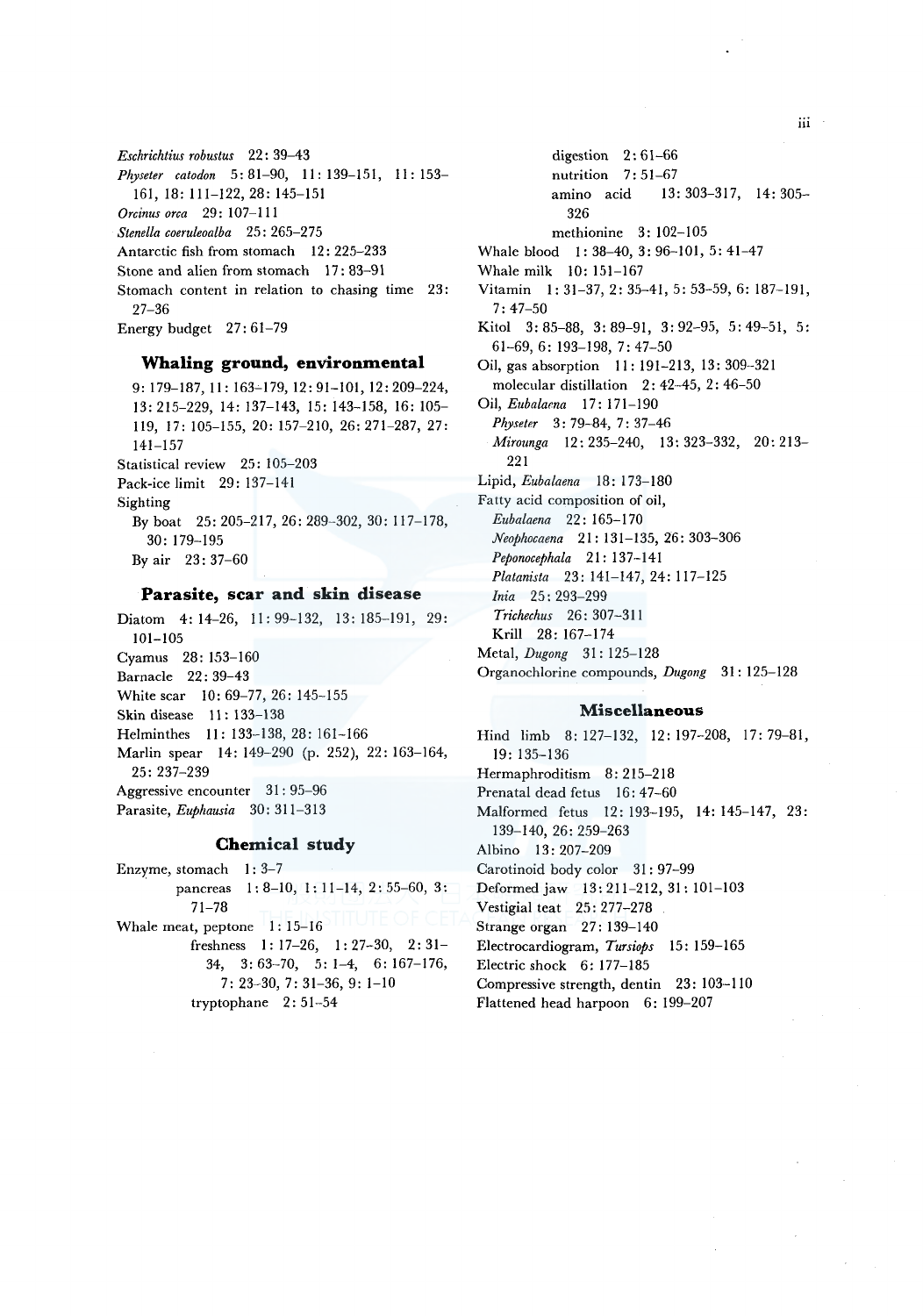*Eschrichtius robustus* 22: 39–43
*Physeter catodon* 5: 81–90, 11: 139–151, 11: 153–161, 18: 111–122, 28: 145–151
*Orcinus orca* 29: 107–111
*Stenella coeruleoalba* 25: 265–275
Antarctic fish from stomach 12: 225–233
Stone and alien from stomach 17: 83–91
Stomach content in relation to chasing time 23: 27–36
Energy budget 27: 61–79

### Whaling ground, environmental

9: 179–187, 11: 163–179, 12: 91–101, 12: 209–224, 13: 215–229, 14: 137–143, 15: 143–158, 16: 105–119, 17: 105–155, 20: 157–210, 26: 271–287, 27: 141–157
Statistical review 25: 105–203
Pack-ice limit 29: 137–141
Sighting
- By boat 25: 205–217, 26: 289–302, 30: 117–178, 30: 179–195
- By air 23: 37–60

### Parasite, scar and skin disease

Diatom 4: 14–26, 11: 99–132, 13: 185–191, 29: 101–105
Cyamus 28: 153–160
Barnacle 22: 39–43
White scar 10: 69–77, 26: 145–155
Skin disease 11: 133–138
Helminthes 11: 133–138, 28: 161–166
Marlin spear 14: 149–290 (p. 252), 22: 163–164, 25: 237–239
Aggressive encounter 31: 95–96
Parasite, *Euphausia* 30: 311–313

### Chemical study

Enzyme, stomach 1: 3–7
- pancreas 1: 8–10, 1: 11–14, 2: 55–60, 3: 71–78

Whale meat, peptone 1: 15–16
- freshness 1: 17–26, 1: 27–30, 2: 31–34, 3: 63–70, 5: 1–4, 6: 167–176, 7: 23–30, 7: 31–36, 9: 1–10
- tryptophane 2: 51–54
- digestion 2: 61–66
- nutrition 7: 51–67
- amino acid 13: 303–317, 14: 305–326
- methionine 3: 102–105

Whale blood 1: 38–40, 3: 96–101, 5: 41–47
Whale milk 10: 151–167
Vitamin 1: 31–37, 2: 35–41, 5: 53–59, 6: 187–191, 7: 47–50
Kitol 3: 85–88, 3: 89–91, 3: 92–95, 5: 49–51, 5: 61–69, 6: 193–198, 7: 47–50
Oil, gas absorption 11: 191–213, 13: 309–321
- molecular distillation 2: 42–45, 2: 46–50

Oil, *Eubalaena* 17: 171–190
- *Physeter* 3: 79–84, 7: 37–46
- *Mirounga* 12: 235–240, 13: 323–332, 20: 213–221

Lipid, *Eubalaena* 18: 173–180
Fatty acid composition of oil,
- *Eubalaena* 22: 165–170
- *Neophocaena* 21: 131–135, 26: 303–306
- *Peponocephala* 21: 137–141
- *Platanista* 23: 141–147, 24: 117–125
- *Inia* 25: 293–299
- *Trichechus* 26: 307–311
- Krill 28: 167–174

Metal, *Dugong* 31: 125–128
Organochlorine compounds, *Dugong* 31: 125–128

### Miscellaneous

Hind limb 8: 127–132, 12: 197–208, 17: 79–81, 19: 135–136
Hermaphroditism 8: 215–218
Prenatal dead fetus 16: 47–60
Malformed fetus 12: 193–195, 14: 145–147, 23: 139–140, 26: 259–263
Albino 13: 207–209
Carotinoid body color 31: 97–99
Deformed jaw 13: 211–212, 31: 101–103
Vestigial teat 25: 277–278
Strange organ 27: 139–140
Electrocardiogram, *Tursiops* 15: 159–165
Electric shock 6: 177–185
Compressive strength, dentin 23: 103–110
Flattened head harpoon 6: 199–207